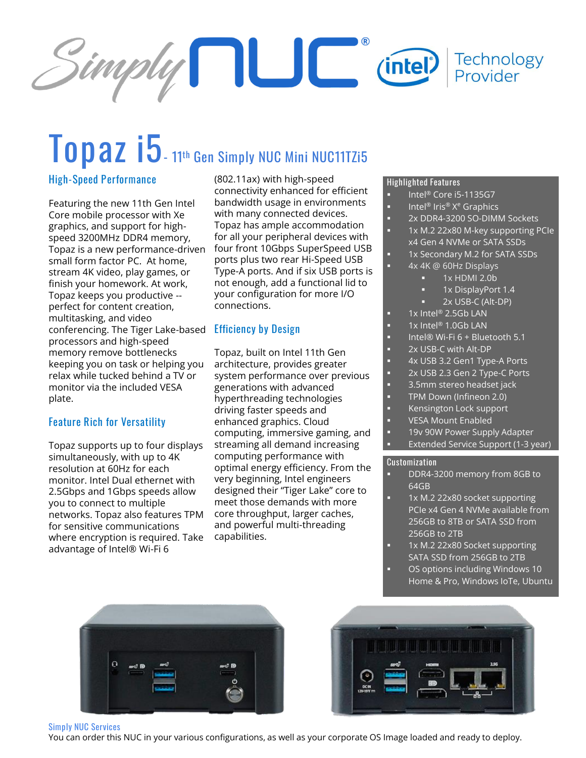# Topaz i5 - 11th Gen Simply NUC Mini NUC11TZi5

## High-Speed Performance

Featuring the new 11th Gen Intel Core mobile processor with Xe graphics, and support for high-speed 3200MHz DDR4 memory, Topaz is a new performance-driven small form factor PC. At home, stream 4K video, play games, or finish your homework. At work, Topaz keeps you productive -- perfect for content creation, multitasking, and video conferencing. The Tiger Lake-based processors and high-speed memory remove bottlenecks keeping you on task or helping you relax while tucked behind a TV or monitor via the included VESA plate.

## Feature Rich for Versatility

Topaz supports up to four displays simultaneously, with up to 4K resolution at 60Hz for each monitor. Intel Dual ethernet with 2.5Gbps and 1Gbps speeds allow you to connect to multiple networks. Topaz also features TPM for sensitive communications where encryption is required. Take advantage of Intel® Wi-Fi 6 (802.11ax) with high-speed connectivity enhanced for efficient bandwidth usage in environments with many connected devices. Topaz has ample accommodation for all your peripheral devices with four front 10Gbps SuperSpeed USB ports plus two rear Hi-Speed USB Type-A ports. And if six USB ports is not enough, add a functional lid to your configuration for more I/O connections.

## Efficiency by Design

Topaz, built on Intel 11th Gen architecture, provides greater system performance over previous generations with advanced hyperthreading technologies driving faster speeds and enhanced graphics. Cloud computing, immersive gaming, and streaming all demand increasing computing performance with optimal energy efficiency. From the very beginning, Intel engineers designed their "Tiger Lake" core to meet those demands with more core throughput, larger caches, and powerful multi-threading capabilities.

### Highlighted Features

- Intel® Core i5-1135G7
- Intel® Iris® Xe Graphics
- 2x DDR4-3200 SO-DIMM Sockets
- 1x M.2 22x80 M-key supporting PCIe x4 Gen 4 NVMe or SATA SSDs
- 1x Secondary M.2 for SATA SSDs
- 4x 4K @ 60Hz Displays
  - 1x HDMI 2.0b
  - 1x DisplayPort 1.4
  - 2x USB-C (Alt-DP)
- 1x Intel® 2.5Gb LAN
- 1x Intel® 1.0Gb LAN
- Intel® Wi-Fi 6 + Bluetooth 5.1
- 2x USB-C with Alt-DP
- 4x USB 3.2 Gen1 Type-A Ports
- 2x USB 2.3 Gen 2 Type-C Ports
- 3.5mm stereo headset jack
- TPM Down (Infineon 2.0)
- Kensington Lock support
- VESA Mount Enabled
- 19v 90W Power Supply Adapter
- Extended Service Support (1-3 year)

### Customization

- DDR4-3200 memory from 8GB to 64GB
- 1x M.2 22x80 socket supporting PCIe x4 Gen 4 NVMe available from 256GB to 8TB or SATA SSD from 256GB to 2TB
- 1x M.2 22x80 Socket supporting SATA SSD from 256GB to 2TB
- OS options including Windows 10 Home & Pro, Windows IoTe, Ubuntu

### Simply NUC Services

You can order this NUC in your various configurations, as well as your corporate OS Image loaded and ready to deploy.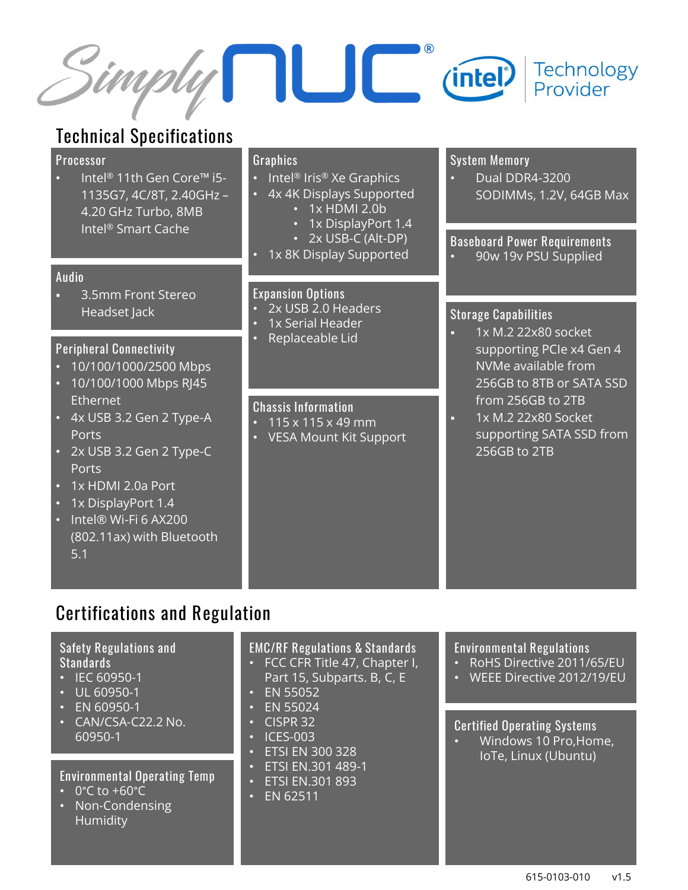Simply NUC® | Intel® Technology Provider

# Technical Specifications

### Processor

- Intel® 11th Gen Core™ i5-1135G7, 4C/8T, 2.40GHz – 4.20 GHz Turbo, 8MB Intel® Smart Cache

### Audio

- 3.5mm Front Stereo Headset Jack

### Peripheral Connectivity

- 10/100/1000/2500 Mbps
- 10/100/1000 Mbps RJ45 Ethernet
- 4x USB 3.2 Gen 2 Type-A Ports
- 2x USB 3.2 Gen 2 Type-C Ports
- 1x HDMI 2.0a Port
- 1x DisplayPort 1.4
- Intel® Wi-Fi 6 AX200 (802.11ax) with Bluetooth 5.1

### Graphics

- Intel® Iris® Xe Graphics
- 4x 4K Displays Supported
  - 1x HDMI 2.0b
  - 1x DisplayPort 1.4
  - 2x USB-C (Alt-DP)
- 1x 8K Display Supported

### Expansion Options

- 2x USB 2.0 Headers
- 1x Serial Header
- Replaceable Lid

### Chassis Information

- 115 x 115 x 49 mm
- VESA Mount Kit Support

### System Memory

- Dual DDR4-3200 SODIMMs, 1.2V, 64GB Max

### Baseboard Power Requirements

- 90w 19v PSU Supplied

### Storage Capabilities

- 1x M.2 22x80 socket supporting PCIe x4 Gen 4 NVMe available from 256GB to 8TB or SATA SSD from 256GB to 2TB
- 1x M.2 22x80 Socket supporting SATA SSD from 256GB to 2TB

# Certifications and Regulation

### Safety Regulations and Standards

- IEC 60950-1
- UL 60950-1
- EN 60950-1
- CAN/CSA-C22.2 No. 60950-1

### Environmental Operating Temp

- 0°C to +60°C
- Non-Condensing Humidity

### EMC/RF Regulations & Standards

- FCC CFR Title 47, Chapter I, Part 15, Subparts. B, C, E
- EN 55052
- EN 55024
- CISPR 32
- ICES-003
- ETSI EN 300 328
- ETSI EN.301 489-1
- ETSI EN.301 893
- EN 62511

### Environmental Regulations

- RoHS Directive 2011/65/EU
- WEEE Directive 2012/19/EU

### Certified Operating Systems

- Windows 10 Pro,Home, IoTe, Linux (Ubuntu)

615-0103-010 v1.5